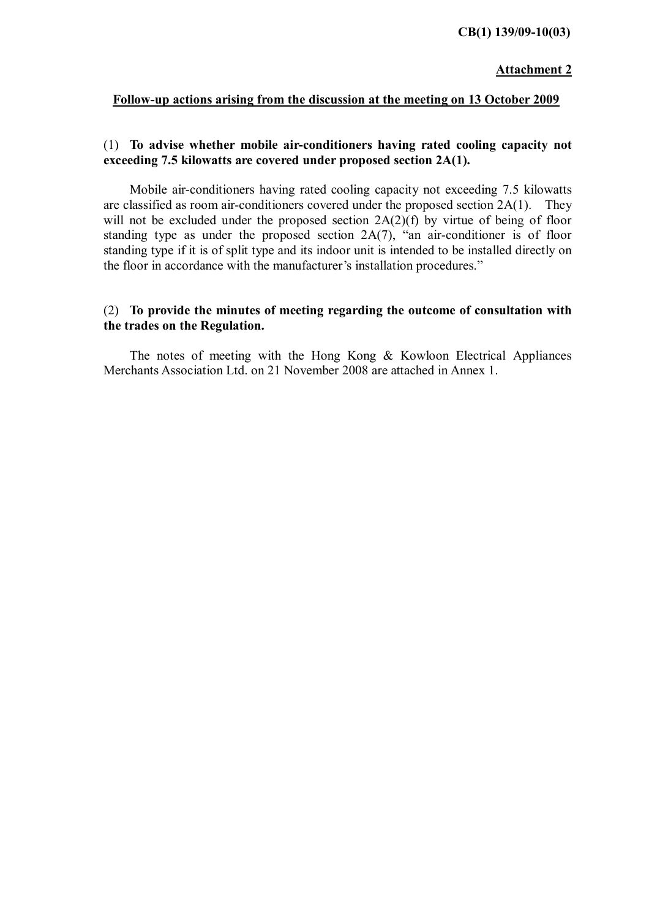**CB(1) 139/09-10(03)**

**Attachment 2**

**Follow-up actions arising from the discussion at the meeting on 13 October 2009**

(1) **To advise whether mobile air-conditioners having rated cooling capacity not exceeding 7.5 kilowatts are covered under proposed section 2A(1).**

Mobile air-conditioners having rated cooling capacity not exceeding 7.5 kilowatts are classified as room air-conditioners covered under the proposed section 2A(1). They will not be excluded under the proposed section 2A(2)(f) by virtue of being of floor standing type as under the proposed section 2A(7), "an air-conditioner is of floor standing type if it is of split type and its indoor unit is intended to be installed directly on the floor in accordance with the manufacturer's installation procedures."

(2) **To provide the minutes of meeting regarding the outcome of consultation with the trades on the Regulation.**

The notes of meeting with the Hong Kong & Kowloon Electrical Appliances Merchants Association Ltd. on 21 November 2008 are attached in Annex 1.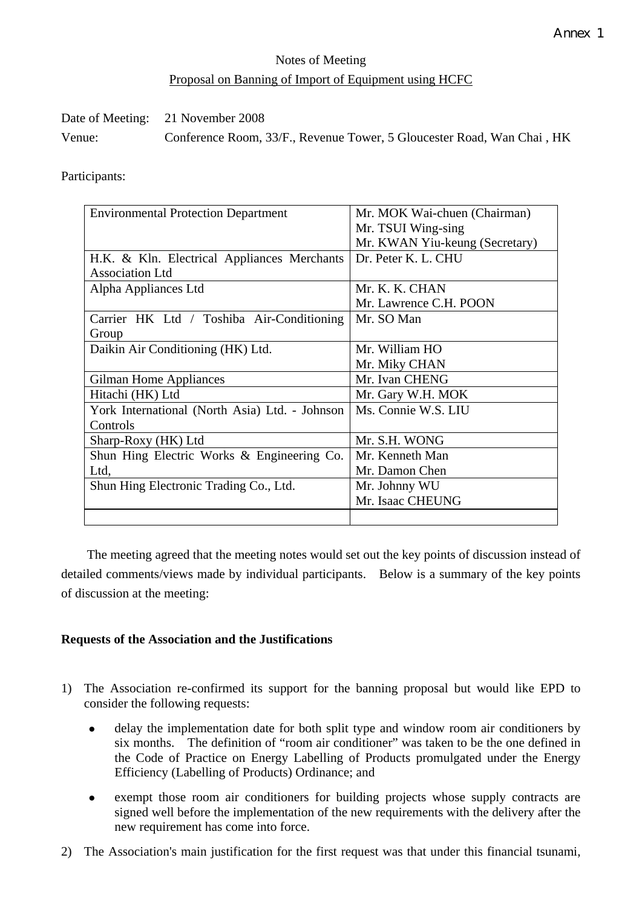Annex 1

Notes of Meeting

Proposal on Banning of Import of Equipment using HCFC

Date of Meeting: 21 November 2008

Venue: Conference Room, 33/F., Revenue Tower, 5 Gloucester Road, Wan Chai , HK

Participants:

| | |
|---|---|
| Environmental Protection Department | Mr. MOK Wai-chuen (Chairman)<br>Mr. TSUI Wing-sing<br>Mr. KWAN Yiu-keung (Secretary) |
| H.K. & Kln. Electrical Appliances Merchants Association Ltd | Dr. Peter K. L. CHU |
| Alpha Appliances Ltd | Mr. K. K. CHAN<br>Mr. Lawrence C.H. POON |
| Carrier HK Ltd / Toshiba Air-Conditioning Group | Mr. SO Man |
| Daikin Air Conditioning (HK) Ltd. | Mr. William HO<br>Mr. Miky CHAN |
| Gilman Home Appliances | Mr. Ivan CHENG |
| Hitachi (HK) Ltd | Mr. Gary W.H. MOK |
| York International (North Asia) Ltd. - Johnson Controls | Ms. Connie W.S. LIU |
| Sharp-Roxy (HK) Ltd | Mr. S.H. WONG |
| Shun Hing Electric Works & Engineering Co. Ltd, | Mr. Kenneth Man<br>Mr. Damon Chen |
| Shun Hing Electronic Trading Co., Ltd. | Mr. Johnny WU<br>Mr. Isaac CHEUNG |
| | |

The meeting agreed that the meeting notes would set out the key points of discussion instead of detailed comments/views made by individual participants. Below is a summary of the key points of discussion at the meeting:

**Requests of the Association and the Justifications**

1) The Association re-confirmed its support for the banning proposal but would like EPD to consider the following requests:

   - delay the implementation date for both split type and window room air conditioners by six months. The definition of "room air conditioner" was taken to be the one defined in the Code of Practice on Energy Labelling of Products promulgated under the Energy Efficiency (Labelling of Products) Ordinance; and

   - exempt those room air conditioners for building projects whose supply contracts are signed well before the implementation of the new requirements with the delivery after the new requirement has come into force.

2) The Association's main justification for the first request was that under this financial tsunami,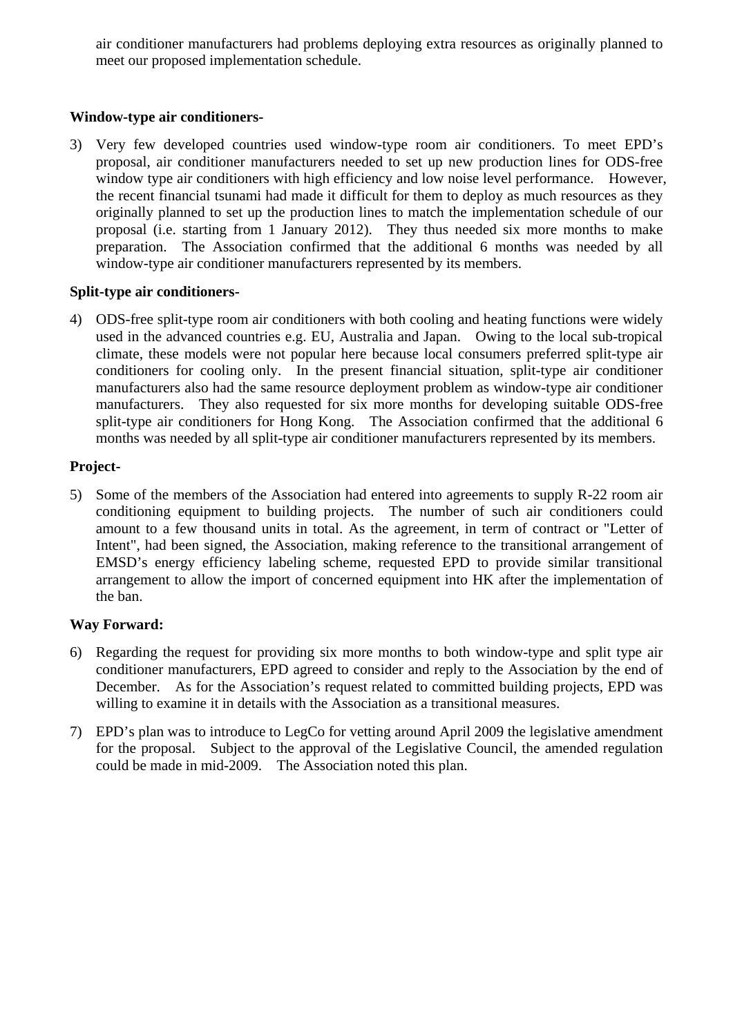air conditioner manufacturers had problems deploying extra resources as originally planned to meet our proposed implementation schedule.

**Window-type air conditioners-**

3) Very few developed countries used window-type room air conditioners. To meet EPD's proposal, air conditioner manufacturers needed to set up new production lines for ODS-free window type air conditioners with high efficiency and low noise level performance. However, the recent financial tsunami had made it difficult for them to deploy as much resources as they originally planned to set up the production lines to match the implementation schedule of our proposal (i.e. starting from 1 January 2012). They thus needed six more months to make preparation. The Association confirmed that the additional 6 months was needed by all window-type air conditioner manufacturers represented by its members.

**Split-type air conditioners-**

4) ODS-free split-type room air conditioners with both cooling and heating functions were widely used in the advanced countries e.g. EU, Australia and Japan. Owing to the local sub-tropical climate, these models were not popular here because local consumers preferred split-type air conditioners for cooling only. In the present financial situation, split-type air conditioner manufacturers also had the same resource deployment problem as window-type air conditioner manufacturers. They also requested for six more months for developing suitable ODS-free split-type air conditioners for Hong Kong. The Association confirmed that the additional 6 months was needed by all split-type air conditioner manufacturers represented by its members.

**Project-**

5) Some of the members of the Association had entered into agreements to supply R-22 room air conditioning equipment to building projects. The number of such air conditioners could amount to a few thousand units in total. As the agreement, in term of contract or "Letter of Intent", had been signed, the Association, making reference to the transitional arrangement of EMSD's energy efficiency labeling scheme, requested EPD to provide similar transitional arrangement to allow the import of concerned equipment into HK after the implementation of the ban.

**Way Forward:**

6) Regarding the request for providing six more months to both window-type and split type air conditioner manufacturers, EPD agreed to consider and reply to the Association by the end of December. As for the Association's request related to committed building projects, EPD was willing to examine it in details with the Association as a transitional measures.

7) EPD's plan was to introduce to LegCo for vetting around April 2009 the legislative amendment for the proposal. Subject to the approval of the Legislative Council, the amended regulation could be made in mid-2009. The Association noted this plan.